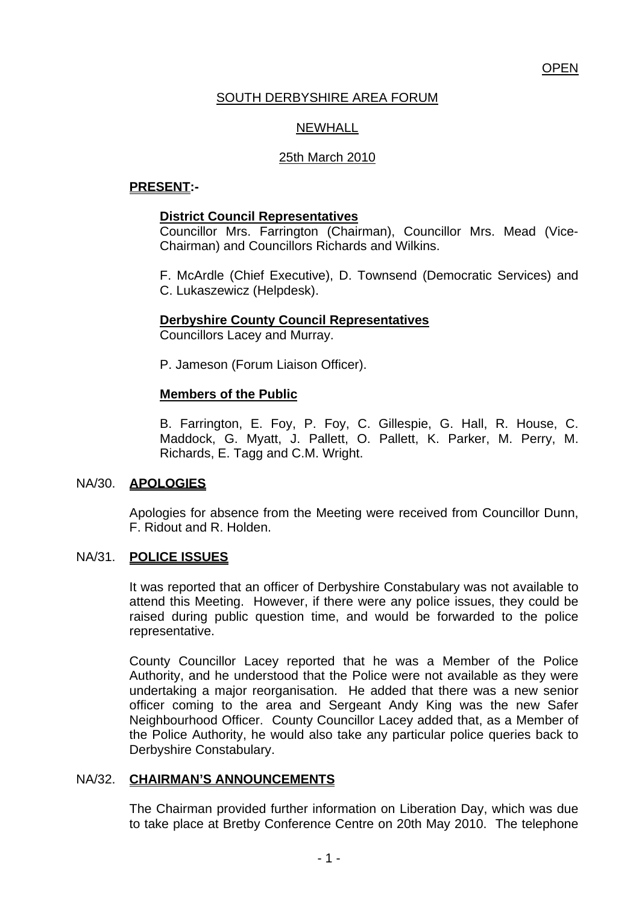OPEN

# SOUTH DERBYSHIRE AREA FORUM

## NEWHALL

## 25th March 2010

**PRESENT:-**

**District Council Representatives**
Councillor Mrs. Farrington (Chairman), Councillor Mrs. Mead (Vice-Chairman) and Councillors Richards and Wilkins.

F. McArdle (Chief Executive), D. Townsend (Democratic Services) and C. Lukaszewicz (Helpdesk).

**Derbyshire County Council Representatives**
Councillors Lacey and Murray.

P. Jameson (Forum Liaison Officer).

**Members of the Public**

B. Farrington, E. Foy, P. Foy, C. Gillespie, G. Hall, R. House, C. Maddock, G. Myatt, J. Pallett, O. Pallett, K. Parker, M. Perry, M. Richards, E. Tagg and C.M. Wright.

### NA/30. APOLOGIES

Apologies for absence from the Meeting were received from Councillor Dunn, F. Ridout and R. Holden.

### NA/31. POLICE ISSUES

It was reported that an officer of Derbyshire Constabulary was not available to attend this Meeting. However, if there were any police issues, they could be raised during public question time, and would be forwarded to the police representative.

County Councillor Lacey reported that he was a Member of the Police Authority, and he understood that the Police were not available as they were undertaking a major reorganisation. He added that there was a new senior officer coming to the area and Sergeant Andy King was the new Safer Neighbourhood Officer. County Councillor Lacey added that, as a Member of the Police Authority, he would also take any particular police queries back to Derbyshire Constabulary.

### NA/32. CHAIRMAN'S ANNOUNCEMENTS

The Chairman provided further information on Liberation Day, which was due to take place at Bretby Conference Centre on 20th May 2010. The telephone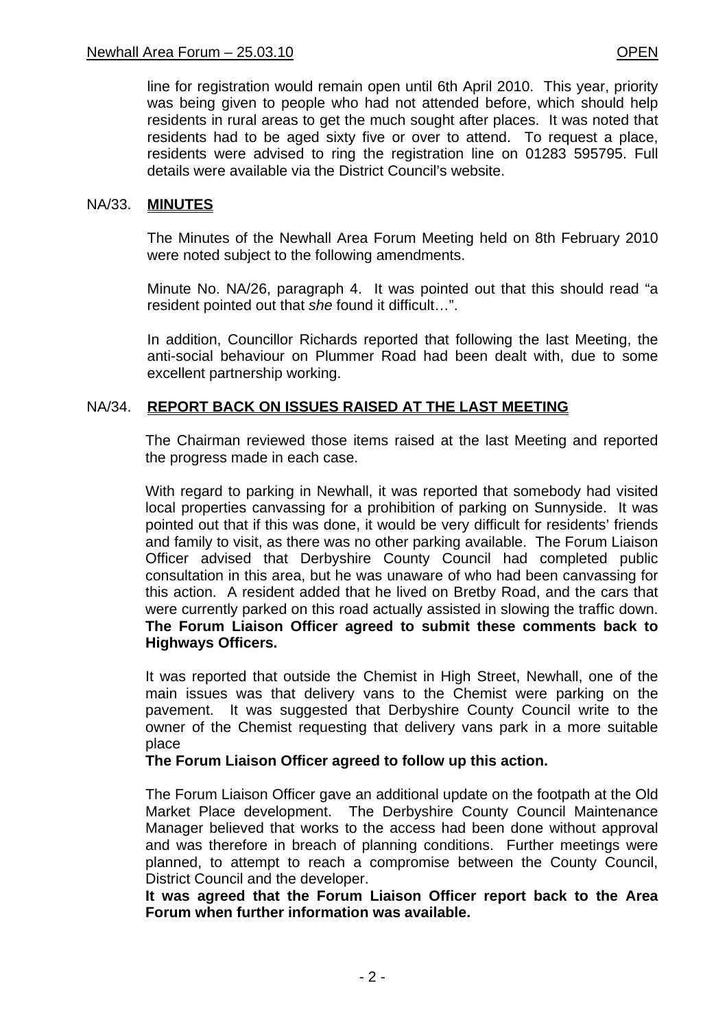line for registration would remain open until 6th April 2010. This year, priority was being given to people who had not attended before, which should help residents in rural areas to get the much sought after places. It was noted that residents had to be aged sixty five or over to attend. To request a place, residents were advised to ring the registration line on 01283 595795. Full details were available via the District Council's website.

## NA/33. MINUTES

The Minutes of the Newhall Area Forum Meeting held on 8th February 2010 were noted subject to the following amendments.

Minute No. NA/26, paragraph 4. It was pointed out that this should read "a resident pointed out that *she* found it difficult…".

In addition, Councillor Richards reported that following the last Meeting, the anti-social behaviour on Plummer Road had been dealt with, due to some excellent partnership working.

## NA/34. REPORT BACK ON ISSUES RAISED AT THE LAST MEETING

The Chairman reviewed those items raised at the last Meeting and reported the progress made in each case.

With regard to parking in Newhall, it was reported that somebody had visited local properties canvassing for a prohibition of parking on Sunnyside. It was pointed out that if this was done, it would be very difficult for residents' friends and family to visit, as there was no other parking available. The Forum Liaison Officer advised that Derbyshire County Council had completed public consultation in this area, but he was unaware of who had been canvassing for this action. A resident added that he lived on Bretby Road, and the cars that were currently parked on this road actually assisted in slowing the traffic down. **The Forum Liaison Officer agreed to submit these comments back to Highways Officers.**

It was reported that outside the Chemist in High Street, Newhall, one of the main issues was that delivery vans to the Chemist were parking on the pavement. It was suggested that Derbyshire County Council write to the owner of the Chemist requesting that delivery vans park in a more suitable place

**The Forum Liaison Officer agreed to follow up this action.**

The Forum Liaison Officer gave an additional update on the footpath at the Old Market Place development. The Derbyshire County Council Maintenance Manager believed that works to the access had been done without approval and was therefore in breach of planning conditions. Further meetings were planned, to attempt to reach a compromise between the County Council, District Council and the developer.

**It was agreed that the Forum Liaison Officer report back to the Area Forum when further information was available.**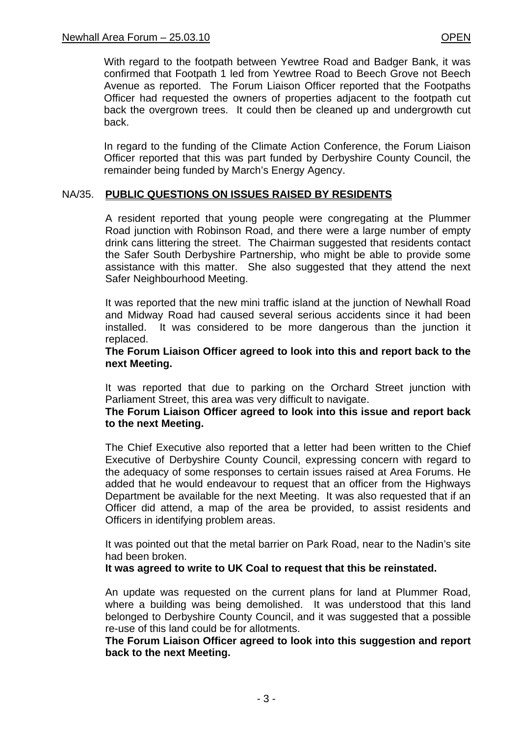With regard to the footpath between Yewtree Road and Badger Bank, it was confirmed that Footpath 1 led from Yewtree Road to Beech Grove not Beech Avenue as reported. The Forum Liaison Officer reported that the Footpaths Officer had requested the owners of properties adjacent to the footpath cut back the overgrown trees. It could then be cleaned up and undergrowth cut back.

In regard to the funding of the Climate Action Conference, the Forum Liaison Officer reported that this was part funded by Derbyshire County Council, the remainder being funded by March's Energy Agency.

## NA/35. PUBLIC QUESTIONS ON ISSUES RAISED BY RESIDENTS

A resident reported that young people were congregating at the Plummer Road junction with Robinson Road, and there were a large number of empty drink cans littering the street. The Chairman suggested that residents contact the Safer South Derbyshire Partnership, who might be able to provide some assistance with this matter. She also suggested that they attend the next Safer Neighbourhood Meeting.

It was reported that the new mini traffic island at the junction of Newhall Road and Midway Road had caused several serious accidents since it had been installed. It was considered to be more dangerous than the junction it replaced.
**The Forum Liaison Officer agreed to look into this and report back to the next Meeting.**

It was reported that due to parking on the Orchard Street junction with Parliament Street, this area was very difficult to navigate.
**The Forum Liaison Officer agreed to look into this issue and report back to the next Meeting.**

The Chief Executive also reported that a letter had been written to the Chief Executive of Derbyshire County Council, expressing concern with regard to the adequacy of some responses to certain issues raised at Area Forums. He added that he would endeavour to request that an officer from the Highways Department be available for the next Meeting. It was also requested that if an Officer did attend, a map of the area be provided, to assist residents and Officers in identifying problem areas.

It was pointed out that the metal barrier on Park Road, near to the Nadin's site had been broken.
**It was agreed to write to UK Coal to request that this be reinstated.**

An update was requested on the current plans for land at Plummer Road, where a building was being demolished. It was understood that this land belonged to Derbyshire County Council, and it was suggested that a possible re-use of this land could be for allotments.
**The Forum Liaison Officer agreed to look into this suggestion and report back to the next Meeting.**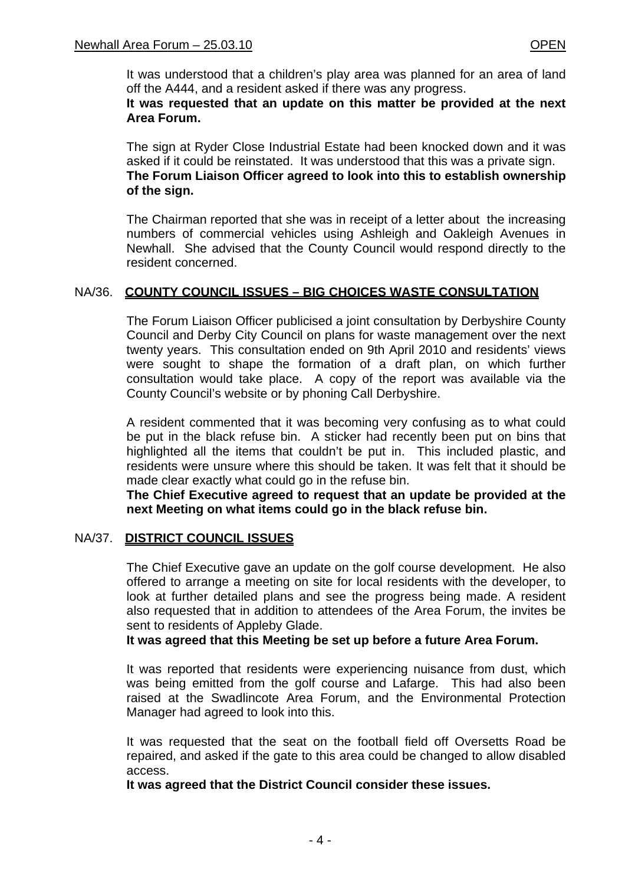It was understood that a children's play area was planned for an area of land off the A444, and a resident asked if there was any progress.
**It was requested that an update on this matter be provided at the next Area Forum.**

The sign at Ryder Close Industrial Estate had been knocked down and it was asked if it could be reinstated. It was understood that this was a private sign.
**The Forum Liaison Officer agreed to look into this to establish ownership of the sign.**

The Chairman reported that she was in receipt of a letter about the increasing numbers of commercial vehicles using Ashleigh and Oakleigh Avenues in Newhall. She advised that the County Council would respond directly to the resident concerned.

## NA/36. COUNTY COUNCIL ISSUES – BIG CHOICES WASTE CONSULTATION

The Forum Liaison Officer publicised a joint consultation by Derbyshire County Council and Derby City Council on plans for waste management over the next twenty years. This consultation ended on 9th April 2010 and residents' views were sought to shape the formation of a draft plan, on which further consultation would take place. A copy of the report was available via the County Council's website or by phoning Call Derbyshire.

A resident commented that it was becoming very confusing as to what could be put in the black refuse bin. A sticker had recently been put on bins that highlighted all the items that couldn't be put in. This included plastic, and residents were unsure where this should be taken. It was felt that it should be made clear exactly what could go in the refuse bin.
**The Chief Executive agreed to request that an update be provided at the next Meeting on what items could go in the black refuse bin.**

## NA/37. DISTRICT COUNCIL ISSUES

The Chief Executive gave an update on the golf course development. He also offered to arrange a meeting on site for local residents with the developer, to look at further detailed plans and see the progress being made. A resident also requested that in addition to attendees of the Area Forum, the invites be sent to residents of Appleby Glade.
**It was agreed that this Meeting be set up before a future Area Forum.**

It was reported that residents were experiencing nuisance from dust, which was being emitted from the golf course and Lafarge. This had also been raised at the Swadlincote Area Forum, and the Environmental Protection Manager had agreed to look into this.

It was requested that the seat on the football field off Oversetts Road be repaired, and asked if the gate to this area could be changed to allow disabled access.
**It was agreed that the District Council consider these issues.**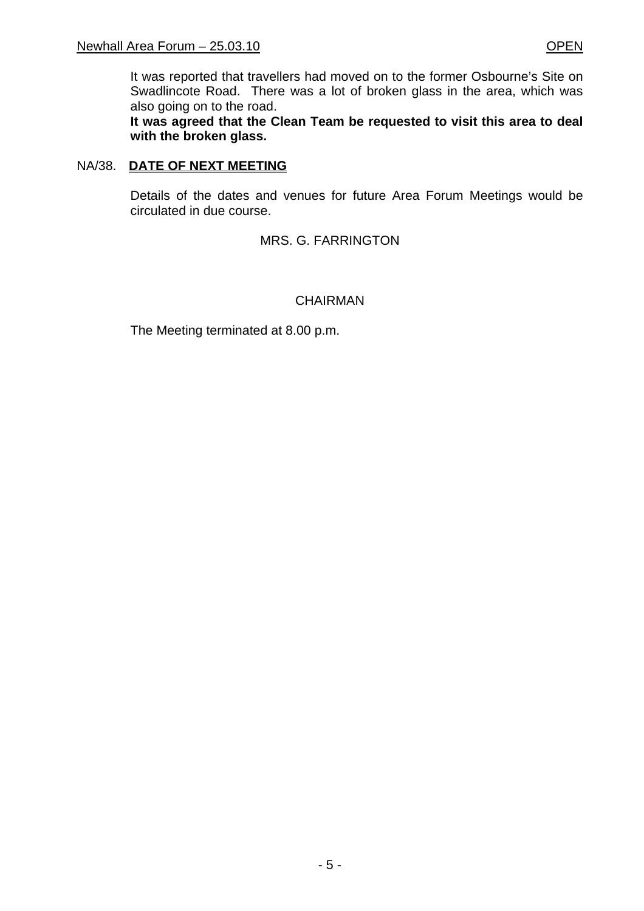It was reported that travellers had moved on to the former Osbourne's Site on Swadlincote Road. There was a lot of broken glass in the area, which was also going on to the road.

**It was agreed that the Clean Team be requested to visit this area to deal with the broken glass.**

## NA/38. DATE OF NEXT MEETING

Details of the dates and venues for future Area Forum Meetings would be circulated in due course.

MRS. G. FARRINGTON

CHAIRMAN

The Meeting terminated at 8.00 p.m.